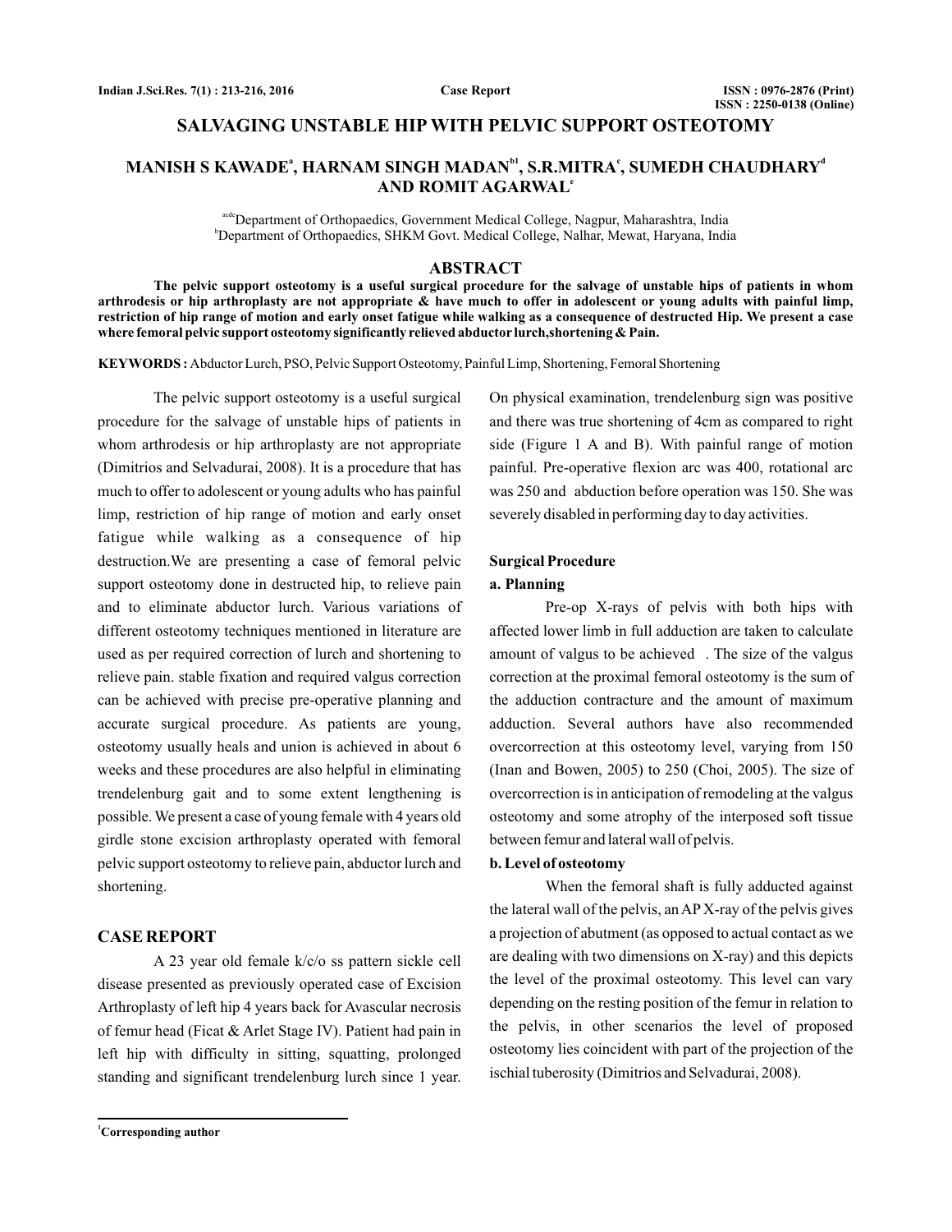# SALVAGING UNSTABLE HIP WITH PELVIC SUPPORT OSTEOTOMY

**MANISH S KAWADE[a], HARNAM SINGH MADAN[b1], S.R.MITRA[c], SUMEDH CHAUDHARY[d] AND ROMIT AGARWAL[e]**

[acde]Department of Orthopaedics, Government Medical College, Nagpur, Maharashtra, India
[b]Department of Orthopaedics, SHKM Govt. Medical College, Nalhar, Mewat, Haryana, India

## ABSTRACT

**The pelvic support osteotomy is a useful surgical procedure for the salvage of unstable hips of patients in whom arthrodesis or hip arthroplasty are not appropriate & have much to offer in adolescent or young adults with painful limp, restriction of hip range of motion and early onset fatigue while walking as a consequence of destructed Hip. We present a case where femoral pelvic support osteotomy significantly relieved abductor lurch,shortening & Pain.**

**KEYWORDS :** Abductor Lurch, PSO, Pelvic Support Osteotomy, Painful Limp, Shortening, Femoral Shortening

The pelvic support osteotomy is a useful surgical procedure for the salvage of unstable hips of patients in whom arthrodesis or hip arthroplasty are not appropriate (Dimitrios and Selvadurai, 2008). It is a procedure that has much to offer to adolescent or young adults who has painful limp, restriction of hip range of motion and early onset fatigue while walking as a consequence of hip destruction.We are presenting a case of femoral pelvic support osteotomy done in destructed hip, to relieve pain and to eliminate abductor lurch. Various variations of different osteotomy techniques mentioned in literature are used as per required correction of lurch and shortening to relieve pain. stable fixation and required valgus correction can be achieved with precise pre-operative planning and accurate surgical procedure. As patients are young, osteotomy usually heals and union is achieved in about 6 weeks and these procedures are also helpful in eliminating trendelenburg gait and to some extent lengthening is possible. We present a case of young female with 4 years old girdle stone excision arthroplasty operated with femoral pelvic support osteotomy to relieve pain, abductor lurch and shortening.

## CASE REPORT

A 23 year old female k/c/o ss pattern sickle cell disease presented as previously operated case of Excision Arthroplasty of left hip 4 years back for Avascular necrosis of femur head (Ficat & Arlet Stage IV). Patient had pain in left hip with difficulty in sitting, squatting, prolonged standing and significant trendelenburg lurch since 1 year. On physical examination, trendelenburg sign was positive and there was true shortening of 4cm as compared to right side (Figure 1 A and B). With painful range of motion painful. Pre-operative flexion arc was 400, rotational arc was 250 and abduction before operation was 150. She was severely disabled in performing day to day activities.

### Surgical Procedure

#### a. Planning

Pre-op X-rays of pelvis with both hips with affected lower limb in full adduction are taken to calculate amount of valgus to be achieved . The size of the valgus correction at the proximal femoral osteotomy is the sum of the adduction contracture and the amount of maximum adduction. Several authors have also recommended overcorrection at this osteotomy level, varying from 150 (Inan and Bowen, 2005) to 250 (Choi, 2005). The size of overcorrection is in anticipation of remodeling at the valgus osteotomy and some atrophy of the interposed soft tissue between femur and lateral wall of pelvis.

#### b. Level of osteotomy

When the femoral shaft is fully adducted against the lateral wall of the pelvis, an AP X-ray of the pelvis gives a projection of abutment (as opposed to actual contact as we are dealing with two dimensions on X-ray) and this depicts the level of the proximal osteotomy. This level can vary depending on the resting position of the femur in relation to the pelvis, in other scenarios the level of proposed osteotomy lies coincident with part of the projection of the ischial tuberosity (Dimitrios and Selvadurai, 2008).

[1]Corresponding author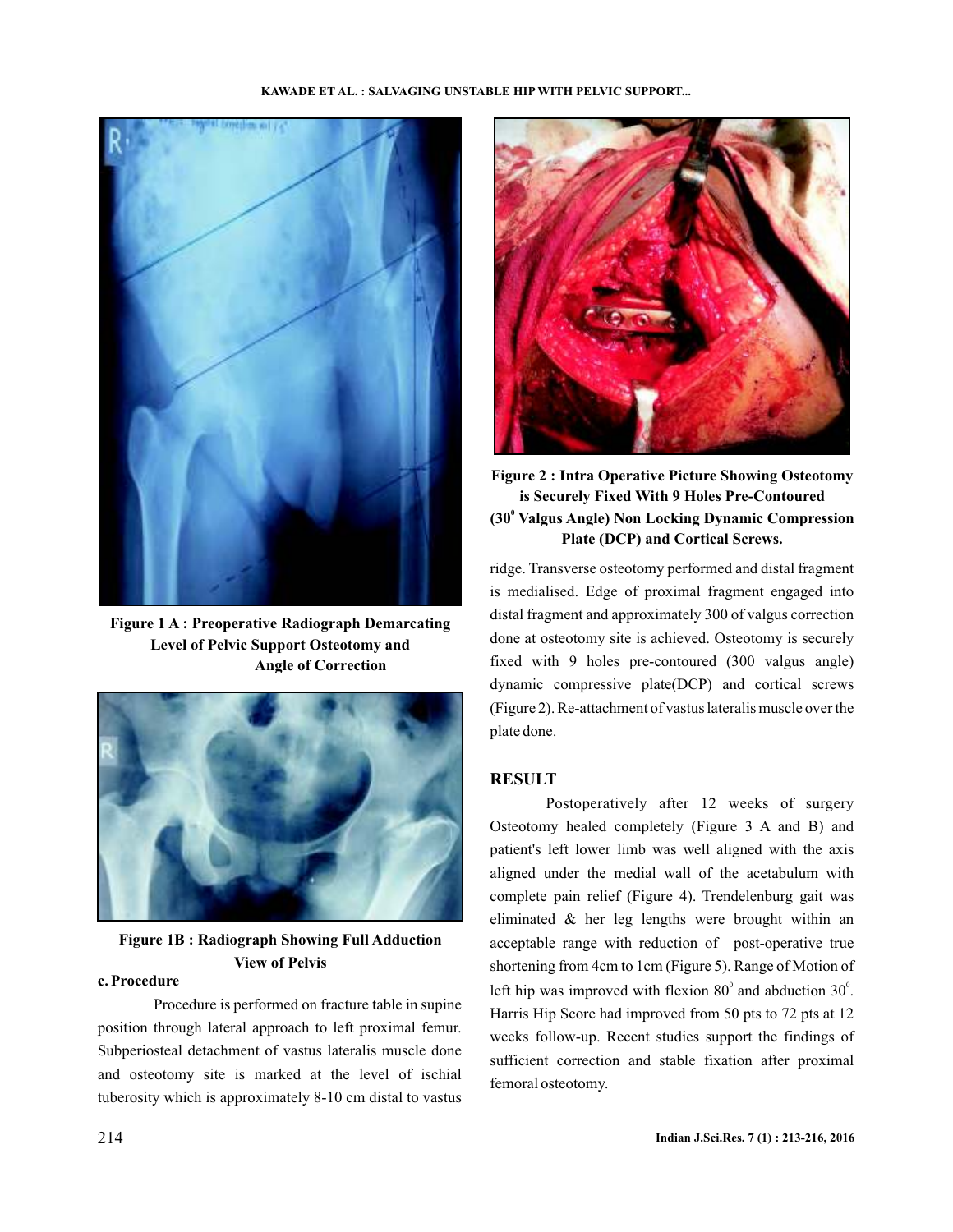Figure 1 A : Preoperative Radiograph Demarcating Level of Pelvic Support Osteotomy and Angle of Correction

Figure 1B : Radiograph Showing Full Adduction View of Pelvis

### c. Procedure

Procedure is performed on fracture table in supine position through lateral approach to left proximal femur. Subperiosteal detachment of vastus lateralis muscle done and osteotomy site is marked at the level of ischial tuberosity which is approximately 8-10 cm distal to vastus ridge. Transverse osteotomy performed and distal fragment is medialised. Edge of proximal fragment engaged into distal fragment and approximately 300 of valgus correction done at osteotomy site is achieved. Osteotomy is securely fixed with 9 holes pre-contoured (300 valgus angle) dynamic compressive plate(DCP) and cortical screws (Figure 2). Re-attachment of vastus lateralis muscle over the plate done.

Figure 2 : Intra Operative Picture Showing Osteotomy is Securely Fixed With 9 Holes Pre-Contoured ($30^0$ Valgus Angle) Non Locking Dynamic Compression Plate (DCP) and Cortical Screws.

## RESULT

Postoperatively after 12 weeks of surgery Osteotomy healed completely (Figure 3 A and B) and patient's left lower limb was well aligned with the axis aligned under the medial wall of the acetabulum with complete pain relief (Figure 4). Trendelenburg gait was eliminated & her leg lengths were brought within an acceptable range with reduction of post-operative true shortening from 4cm to 1cm (Figure 5). Range of Motion of left hip was improved with flexion $80^0$ and abduction $30^0$. Harris Hip Score had improved from 50 pts to 72 pts at 12 weeks follow-up. Recent studies support the findings of sufficient correction and stable fixation after proximal femoral osteotomy.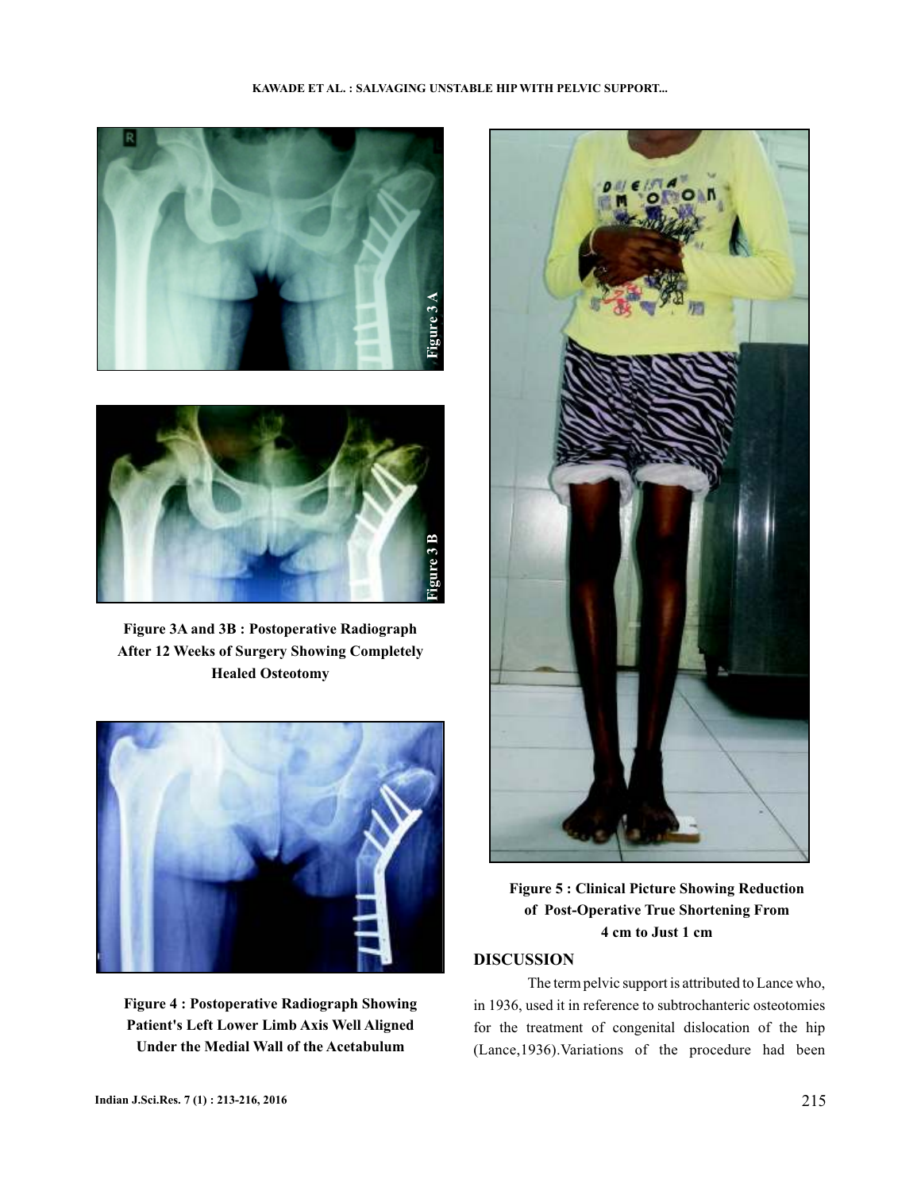Figure 3A and 3B : Postoperative Radiograph After 12 Weeks of Surgery Showing Completely Healed Osteotomy

Figure 4 : Postoperative Radiograph Showing Patient's Left Lower Limb Axis Well Aligned Under the Medial Wall of the Acetabulum

Figure 5 : Clinical Picture Showing Reduction of Post-Operative True Shortening From 4 cm to Just 1 cm

## DISCUSSION

The term pelvic support is attributed to Lance who, in 1936, used it in reference to subtrochanteric osteotomies for the treatment of congenital dislocation of the hip (Lance,1936).Variations of the procedure had been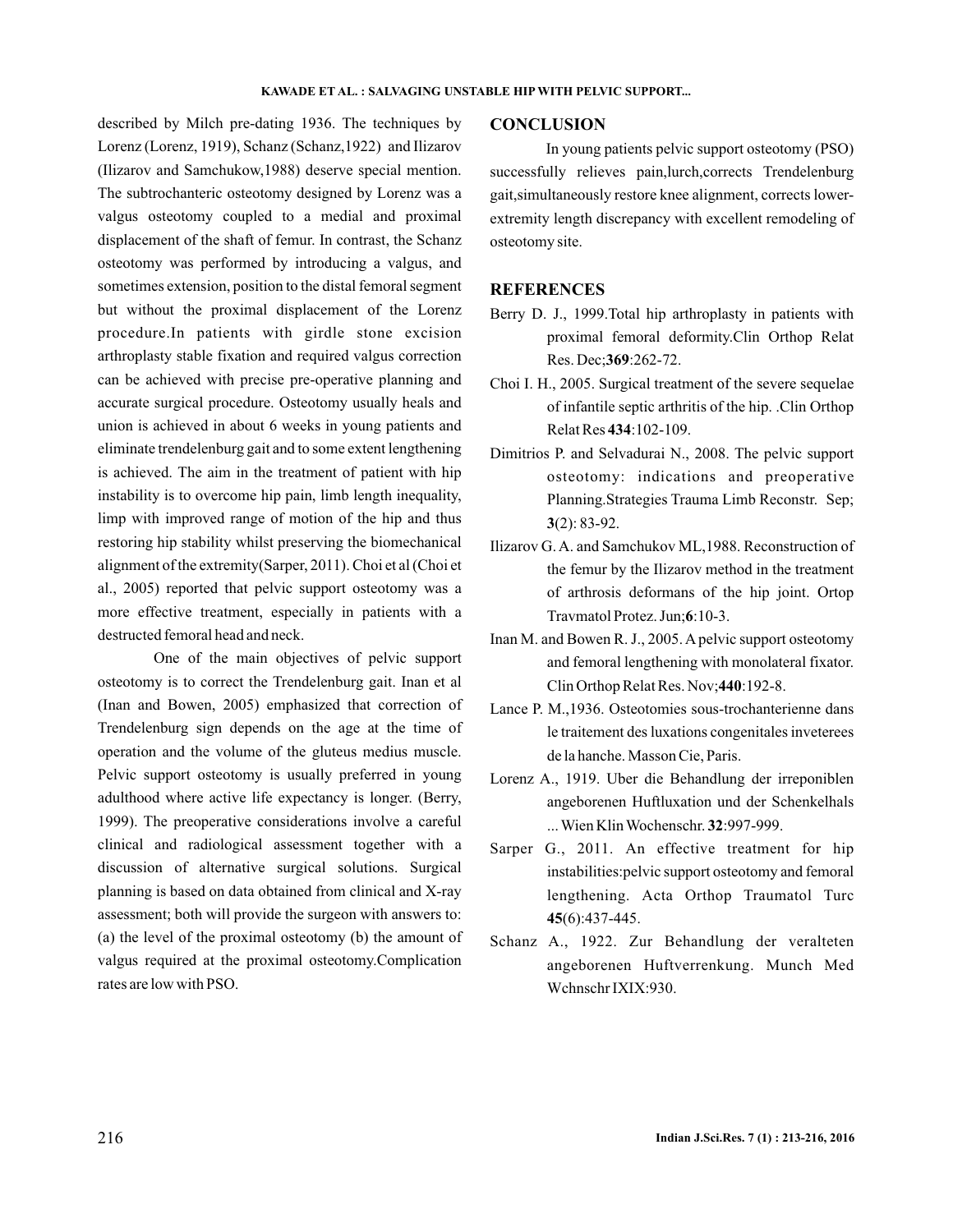described by Milch pre-dating 1936. The techniques by Lorenz (Lorenz, 1919), Schanz (Schanz,1922) and Ilizarov (Ilizarov and Samchukow,1988) deserve special mention. The subtrochanteric osteotomy designed by Lorenz was a valgus osteotomy coupled to a medial and proximal displacement of the shaft of femur. In contrast, the Schanz osteotomy was performed by introducing a valgus, and sometimes extension, position to the distal femoral segment but without the proximal displacement of the Lorenz procedure.In patients with girdle stone excision arthroplasty stable fixation and required valgus correction can be achieved with precise pre-operative planning and accurate surgical procedure. Osteotomy usually heals and union is achieved in about 6 weeks in young patients and eliminate trendelenburg gait and to some extent lengthening is achieved. The aim in the treatment of patient with hip instability is to overcome hip pain, limb length inequality, limp with improved range of motion of the hip and thus restoring hip stability whilst preserving the biomechanical alignment of the extremity(Sarper, 2011). Choi et al (Choi et al., 2005) reported that pelvic support osteotomy was a more effective treatment, especially in patients with a destructed femoral head and neck.

One of the main objectives of pelvic support osteotomy is to correct the Trendelenburg gait. Inan et al (Inan and Bowen, 2005) emphasized that correction of Trendelenburg sign depends on the age at the time of operation and the volume of the gluteus medius muscle. Pelvic support osteotomy is usually preferred in young adulthood where active life expectancy is longer. (Berry, 1999). The preoperative considerations involve a careful clinical and radiological assessment together with a discussion of alternative surgical solutions. Surgical planning is based on data obtained from clinical and X-ray assessment; both will provide the surgeon with answers to: (a) the level of the proximal osteotomy (b) the amount of valgus required at the proximal osteotomy.Complication rates are low with PSO.

## CONCLUSION

In young patients pelvic support osteotomy (PSO) successfully relieves pain,lurch,corrects Trendelenburg gait,simultaneously restore knee alignment, corrects lower-extremity length discrepancy with excellent remodeling of osteotomy site.

## REFERENCES

Berry D. J., 1999.Total hip arthroplasty in patients with proximal femoral deformity.Clin Orthop Relat Res. Dec;**369**:262-72.

Choi I. H., 2005. Surgical treatment of the severe sequelae of infantile septic arthritis of the hip. .Clin Orthop Relat Res **434**:102-109.

Dimitrios P. and Selvadurai N., 2008. The pelvic support osteotomy: indications and preoperative Planning.Strategies Trauma Limb Reconstr. Sep; **3**(2): 83-92.

Ilizarov G. A. and Samchukov ML,1988. Reconstruction of the femur by the Ilizarov method in the treatment of arthrosis deformans of the hip joint. Ortop Travmatol Protez. Jun;**6**:10-3.

Inan M. and Bowen R. J., 2005. A pelvic support osteotomy and femoral lengthening with monolateral fixator. Clin Orthop Relat Res. Nov;**440**:192-8.

Lance P. M.,1936. Osteotomies sous-trochanterienne dans le traitement des luxations congenitales inveterees de la hanche. Masson Cie, Paris.

Lorenz A., 1919. Uber die Behandlung der irreponiblen angeborenen Huftluxation und der Schenkelhals ... Wien Klin Wochenschr. **32**:997-999.

Sarper G., 2011. An effective treatment for hip instabilities:pelvic support osteotomy and femoral lengthening. Acta Orthop Traumatol Turc **45**(6):437-445.

Schanz A., 1922. Zur Behandlung der veralteten angeborenen Huftverrenkung. Munch Med Wchnschr IXIX:930.